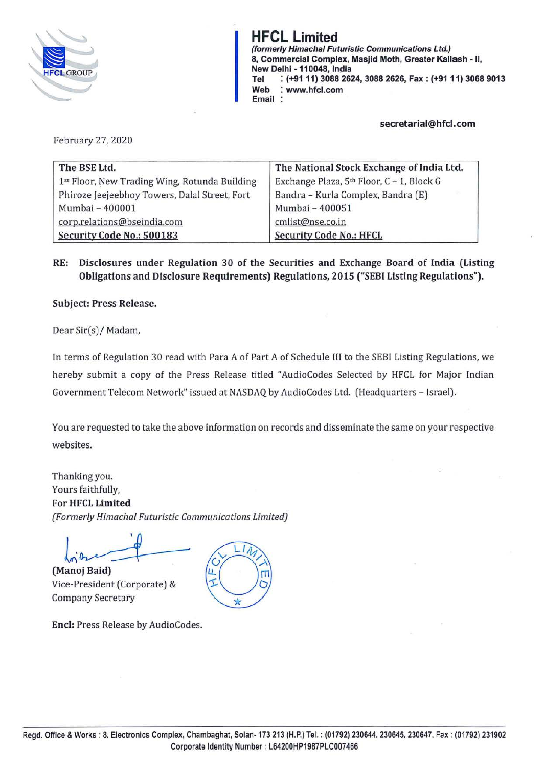**HFCL Limited**
*(formerly Himachal Futuristic Communications Ltd.)*
**8, Commercial Complex, Masjid Moth, Greater Kailash - II, New Delhi - 110048, India**
**Tel : (+91 11) 3088 2624, 3088 2626, Fax : (+91 11) 3068 9013**
**Web : www.hfcl.com**
**Email :**

**secretarial@hfcl.com**

February 27, 2020

| The BSE Ltd. | The National Stock Exchange of India Ltd. |
|---|---|
| 1st Floor, New Trading Wing, Rotunda Building | Exchange Plaza, 5th Floor, C – 1, Block G |
| Phiroze Jeejeebhoy Towers, Dalal Street, Fort | Bandra – Kurla Complex, Bandra (E) |
| Mumbai – 400001 | Mumbai – 400051 |
| corp.relations@bseindia.com | cmlist@nse.co.in |
| **Security Code No.: 500183** | **Security Code No.: HFCL** |

**RE: Disclosures under Regulation 30 of the Securities and Exchange Board of India (Listing Obligations and Disclosure Requirements) Regulations, 2015 ("SEBI Listing Regulations").**

**Subject: Press Release.**

Dear Sir(s)/ Madam,

In terms of Regulation 30 read with Para A of Part A of Schedule III to the SEBI Listing Regulations, we hereby submit a copy of the Press Release titled "AudioCodes Selected by HFCL for Major Indian Government Telecom Network" issued at NASDAQ by AudioCodes Ltd. (Headquarters – Israel).

You are requested to take the above information on records and disseminate the same on your respective websites.

Thanking you.
Yours faithfully,
For **HFCL Limited**
*(Formerly Himachal Futuristic Communications Limited)*

**(Manoj Baid)**
Vice-President (Corporate) &
Company Secretary

**Encl:** Press Release by AudioCodes.

Regd. Office & Works : 8, Electronics Complex, Chambaghat, Solan- 173 213 (H.P.) Tel. : (01792) 230644, 230645, 230647. Fax : (01792) 231902
Corporate Identity Number : L64200HP1987PLC007466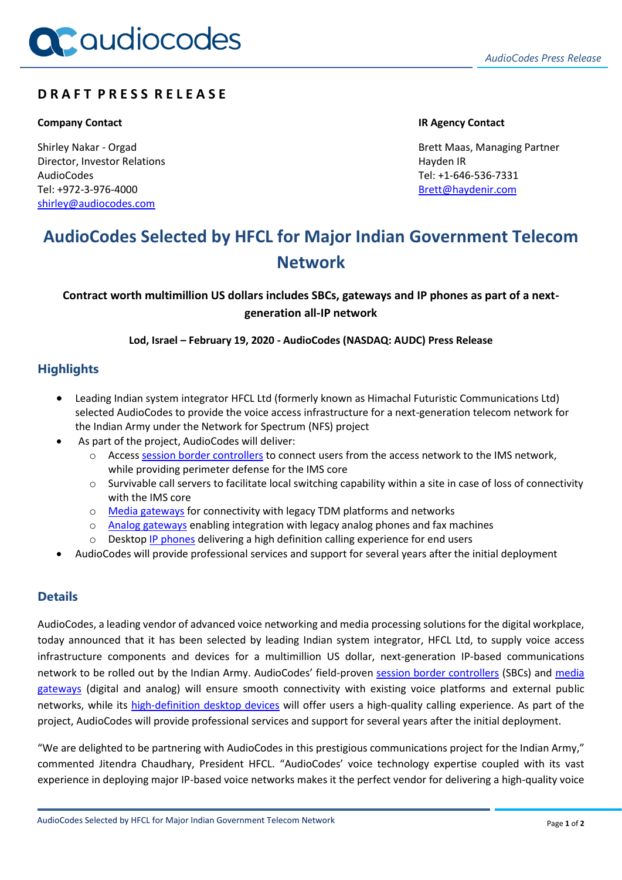## DRAFT PRESS RELEASE

**Company Contact**

Shirley Nakar - Orgad
Director, Investor Relations
AudioCodes
Tel: +972-3-976-4000
shirley@audiocodes.com

**IR Agency Contact**

Brett Maas, Managing Partner
Hayden IR
Tel: +1-646-536-7331
Brett@haydenir.com

# AudioCodes Selected by HFCL for Major Indian Government Telecom Network

**Contract worth multimillion US dollars includes SBCs, gateways and IP phones as part of a next-generation all-IP network**

**Lod, Israel – February 19, 2020 - AudioCodes (NASDAQ: AUDC) Press Release**

## Highlights

- Leading Indian system integrator HFCL Ltd (formerly known as Himachal Futuristic Communications Ltd) selected AudioCodes to provide the voice access infrastructure for a next-generation telecom network for the Indian Army under the Network for Spectrum (NFS) project
- As part of the project, AudioCodes will deliver:
  - Access session border controllers to connect users from the access network to the IMS network, while providing perimeter defense for the IMS core
  - Survivable call servers to facilitate local switching capability within a site in case of loss of connectivity with the IMS core
  - Media gateways for connectivity with legacy TDM platforms and networks
  - Analog gateways enabling integration with legacy analog phones and fax machines
  - Desktop IP phones delivering a high definition calling experience for end users
- AudioCodes will provide professional services and support for several years after the initial deployment

## Details

AudioCodes, a leading vendor of advanced voice networking and media processing solutions for the digital workplace, today announced that it has been selected by leading Indian system integrator, HFCL Ltd, to supply voice access infrastructure components and devices for a multimillion US dollar, next-generation IP-based communications network to be rolled out by the Indian Army. AudioCodes' field-proven session border controllers (SBCs) and media gateways (digital and analog) will ensure smooth connectivity with existing voice platforms and external public networks, while its high-definition desktop devices will offer users a high-quality calling experience. As part of the project, AudioCodes will provide professional services and support for several years after the initial deployment.

"We are delighted to be partnering with AudioCodes in this prestigious communications project for the Indian Army," commented Jitendra Chaudhary, President HFCL. "AudioCodes' voice technology expertise coupled with its vast experience in deploying major IP-based voice networks makes it the perfect vendor for delivering a high-quality voice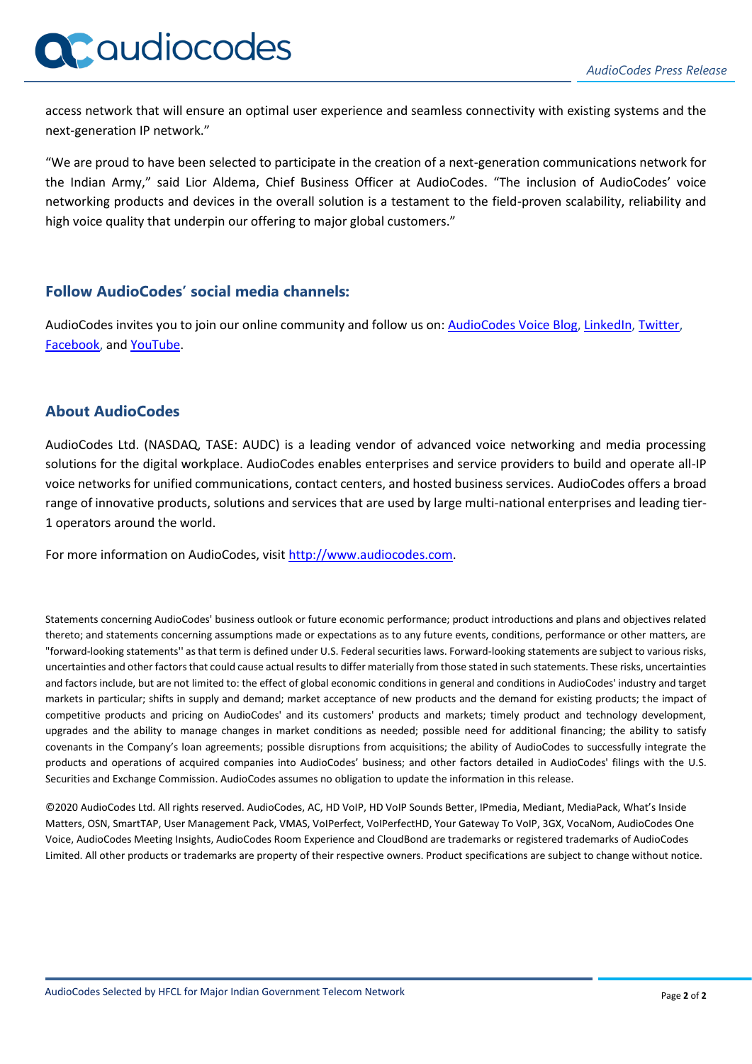access network that will ensure an optimal user experience and seamless connectivity with existing systems and the next-generation IP network."

"We are proud to have been selected to participate in the creation of a next-generation communications network for the Indian Army," said Lior Aldema, Chief Business Officer at AudioCodes. "The inclusion of AudioCodes' voice networking products and devices in the overall solution is a testament to the field-proven scalability, reliability and high voice quality that underpin our offering to major global customers."

## Follow AudioCodes' social media channels:

AudioCodes invites you to join our online community and follow us on: AudioCodes Voice Blog, LinkedIn, Twitter, Facebook, and YouTube.

## About AudioCodes

AudioCodes Ltd. (NASDAQ, TASE: AUDC) is a leading vendor of advanced voice networking and media processing solutions for the digital workplace. AudioCodes enables enterprises and service providers to build and operate all-IP voice networks for unified communications, contact centers, and hosted business services. AudioCodes offers a broad range of innovative products, solutions and services that are used by large multi-national enterprises and leading tier-1 operators around the world.

For more information on AudioCodes, visit http://www.audiocodes.com.

Statements concerning AudioCodes' business outlook or future economic performance; product introductions and plans and objectives related thereto; and statements concerning assumptions made or expectations as to any future events, conditions, performance or other matters, are "forward-looking statements'' as that term is defined under U.S. Federal securities laws. Forward-looking statements are subject to various risks, uncertainties and other factors that could cause actual results to differ materially from those stated in such statements. These risks, uncertainties and factors include, but are not limited to: the effect of global economic conditions in general and conditions in AudioCodes' industry and target markets in particular; shifts in supply and demand; market acceptance of new products and the demand for existing products; the impact of competitive products and pricing on AudioCodes' and its customers' products and markets; timely product and technology development, upgrades and the ability to manage changes in market conditions as needed; possible need for additional financing; the ability to satisfy covenants in the Company's loan agreements; possible disruptions from acquisitions; the ability of AudioCodes to successfully integrate the products and operations of acquired companies into AudioCodes' business; and other factors detailed in AudioCodes' filings with the U.S. Securities and Exchange Commission. AudioCodes assumes no obligation to update the information in this release.

©2020 AudioCodes Ltd. All rights reserved. AudioCodes, AC, HD VoIP, HD VoIP Sounds Better, IPmedia, Mediant, MediaPack, What's Inside Matters, OSN, SmartTAP, User Management Pack, VMAS, VoIPerfect, VoIPerfectHD, Your Gateway To VoIP, 3GX, VocaNom, AudioCodes One Voice, AudioCodes Meeting Insights, AudioCodes Room Experience and CloudBond are trademarks or registered trademarks of AudioCodes Limited. All other products or trademarks are property of their respective owners. Product specifications are subject to change without notice.